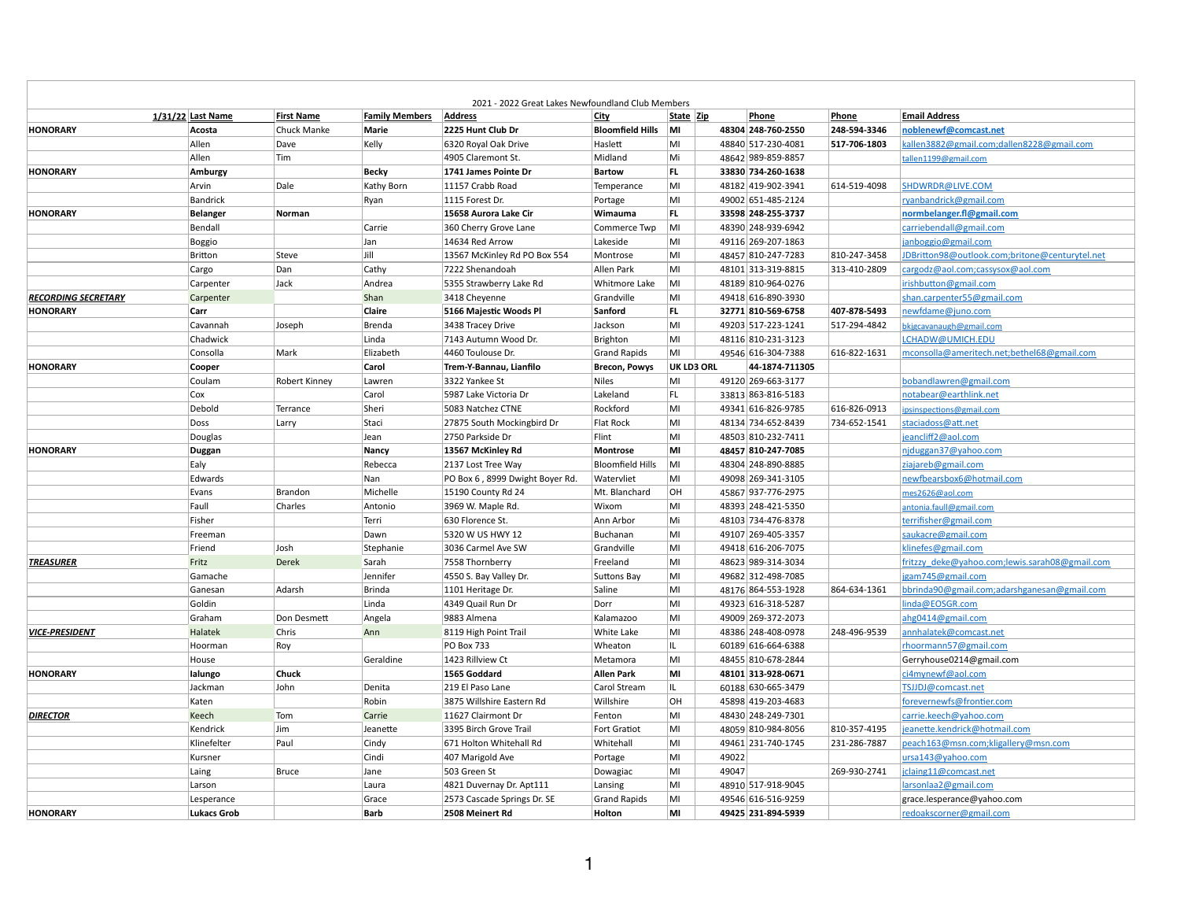2021 - 2022 Great Lakes Newfoundland Club Members

| 1/31/22 | Last Name | First Name | Family Members | Address | City | State | Zip | Phone | Phone | Email Address |
|---|---|---|---|---|---|---|---|---|---|---|
| **HONORARY** | **Acosta** | Chuck Manke | **Marie** | **2225 Hunt Club Dr** | **Bloomfield Hills** | **MI** | **48304** | **248-760-2550** | **248-594-3346** | **noblenewf@comcast.net** |
| | Allen | Dave | Kelly | 6320 Royal Oak Drive | Haslett | MI | 48840 | 517-230-4081 | **517-706-1803** | kallen3882@gmail.com;dallen8228@gmail.com |
| | Allen | Tim | | 4905 Claremont St. | Midland | Mi | 48642 | 989-859-8857 | | tallen1199@gmail.com |
| **HONORARY** | **Amburgy** | | **Becky** | **1741 James Pointe Dr** | **Bartow** | **FL** | **33830** | **734-260-1638** | | |
| | Arvin | Dale | Kathy Born | 11157 Crabb Road | Temperance | MI | 48182 | 419-902-3941 | 614-519-4098 | SHDWRDR@LIVE.COM |
| | Bandrick | | Ryan | 1115 Forest Dr. | Portage | MI | 49002 | 651-485-2124 | | ryanbandrick@gmail.com |
| **HONORARY** | **Belanger** | **Norman** | | **15658 Aurora Lake Cir** | **Wimauma** | **FL** | **33598** | **248-255-3737** | | **normbelanger.fl@gmail.com** |
| | Bendall | | Carrie | 360 Cherry Grove Lane | Commerce Twp | MI | 48390 | 248-939-6942 | | carriebendall@gmail.com |
| | Boggio | | Jan | 14634 Red Arrow | Lakeside | MI | 49116 | 269-207-1863 | | janboggio@gmail.com |
| | Britton | Steve | Jill | 13567 McKinley Rd PO Box 554 | Montrose | MI | 48457 | 810-247-7283 | 810-247-3458 | JDBritton98@outlook.com;britone@centurytel.net |
| | Cargo | Dan | Cathy | 7222 Shenandoah | Allen Park | MI | 48101 | 313-319-8815 | 313-410-2809 | cargodz@aol.com;cassysox@aol.com |
| | Carpenter | Jack | Andrea | 5355 Strawberry Lake Rd | Whitmore Lake | MI | 48189 | 810-964-0276 | | irishbutton@gmail.com |
| ***RECORDING SECRETARY*** | Carpenter | | Shan | 3418 Cheyenne | Grandville | MI | 49418 | 616-890-3930 | | shan.carpenter55@gmail.com |
| **HONORARY** | **Carr** | | **Claire** | **5166 Majestic Woods Pl** | **Sanford** | **FL** | **32771** | **810-569-6758** | **407-878-5493** | newfdame@juno.com |
| | Cavannah | Joseph | Brenda | 3438 Tracey Drive | Jackson | MI | 49203 | 517-223-1241 | 517-294-4842 | bkjgcavanaugh@gmail.com |
| | Chadwick | | Linda | 7143 Autumn Wood Dr. | Brighton | MI | 48116 | 810-231-3123 | | LCHADW@UMICH.EDU |
| | Consolla | Mark | Elizabeth | 4460 Toulouse Dr. | Grand Rapids | MI | 49546 | 616-304-7388 | 616-822-1631 | mconsolla@ameritech.net;bethel68@gmail.com |
| **HONORARY** | **Cooper** | | **Carol** | **Trem-Y-Bannau, Lianfilo** | **Brecon, Powys** | **UK LD3 ORL** | | **44-1874-711305** | | |
| | Coulam | Robert Kinney | Lawren | 3322 Yankee St | Niles | MI | 49120 | 269-663-3177 | | bobandlawren@gmail.com |
| | Cox | | Carol | 5987 Lake Victoria Dr | Lakeland | FL | 33813 | 863-816-5183 | | notabear@earthlink.net |
| | Debold | Terrance | Sheri | 5083 Natchez CTNE | Rockford | MI | 49341 | 616-826-9785 | 616-826-0913 | ipsinspections@gmail.com |
| | Doss | Larry | Staci | 27875 South Mockingbird Dr | Flat Rock | MI | 48134 | 734-652-8439 | 734-652-1541 | staciadoss@att.net |
| | Douglas | | Jean | 2750 Parkside Dr | Flint | MI | 48503 | 810-232-7411 | | jeancliff2@aol.com |
| **HONORARY** | **Duggan** | | **Nancy** | **13567 McKinley Rd** | **Montrose** | **MI** | **48457** | **810-247-7085** | | njduggan37@yahoo.com |
| | Ealy | | Rebecca | 2137 Lost Tree Way | Bloomfield Hills | MI | 48304 | 248-890-8885 | | ziajareb@gmail.com |
| | Edwards | | Nan | PO Box 6 , 8999 Dwight Boyer Rd. | Watervliet | MI | 49098 | 269-341-3105 | | newfbearsbox6@hotmail.com |
| | Evans | Brandon | Michelle | 15190 County Rd 24 | Mt. Blanchard | OH | 45867 | 937-776-2975 | | mes2626@aol.com |
| | Faull | Charles | Antonio | 3969 W. Maple Rd. | Wixom | MI | 48393 | 248-421-5350 | | antonia.faull@gmail.com |
| | Fisher | | Terri | 630 Florence St. | Ann Arbor | MI | 48103 | 734-476-8378 | | terrifisher@gmail.com |
| | Freeman | | Dawn | 5320 W US HWY 12 | Buchanan | MI | 49107 | 269-405-3357 | | saukacre@gmail.com |
| | Friend | Josh | Stephanie | 3036 Carmel Ave SW | Grandville | MI | 49418 | 616-206-7075 | | klinefes@gmail.com |
| ***TREASURER*** | Fritz | Derek | Sarah | 7558 Thornberry | Freeland | MI | 48623 | 989-314-3034 | | fritzzy_deke@yahoo.com;lewis.sarah08@gmail.com |
| | Gamache | | Jennifer | 4550 S. Bay Valley Dr. | Suttons Bay | MI | 49682 | 312-498-7085 | | jgam745@gmail.com |
| | Ganesan | Adarsh | Brinda | 1101 Heritage Dr. | Saline | MI | 48176 | 864-553-1928 | 864-634-1361 | bbrinda90@gmail.com;adarshganesan@gmail.com |
| | Goldin | | Linda | 4349 Quail Run Dr | Dorr | MI | 49323 | 616-318-5287 | | linda@EOSGR.com |
| | Graham | Don Desmett | Angela | 9883 Almena | Kalamazoo | MI | 49009 | 269-372-2073 | | ahg0414@gmail.com |
| ***VICE-PRESIDENT*** | Halatek | Chris | Ann | 8119 High Point Trail | White Lake | MI | 48386 | 248-408-0978 | 248-496-9539 | annhalatek@comcast.net |
| | Hoorman | Roy | | PO Box 733 | Wheaton | IL | 60189 | 616-664-6388 | | rhoormann57@gmail.com |
| | House | | Geraldine | 1423 Rillview Ct | Metamora | MI | 48455 | 810-678-2844 | | Gerryhouse0214@gmail.com |
| **HONORARY** | **Ialungo** | **Chuck** | | **1565 Goddard** | **Allen Park** | **MI** | **48101** | **313-928-0671** | | ci4mynewf@aol.com |
| | Jackman | John | Denita | 219 El Paso Lane | Carol Stream | IL | 60188 | 630-665-3479 | | TSJJDJ@comcast.net |
| | Katen | | Robin | 3875 Willshire Eastern Rd | Willshire | OH | 45898 | 419-203-4683 | | forevernewfs@frontier.com |
| ***DIRECTOR*** | Keech | Tom | Carrie | 11627 Clairmont Dr | Fenton | MI | 48430 | 248-249-7301 | | carrie.keech@yahoo.com |
| | Kendrick | Jim | Jeanette | 3395 Birch Grove Trail | Fort Gratiot | MI | 48059 | 810-984-8056 | 810-357-4195 | jeanette.kendrick@hotmail.com |
| | Klinefelter | Paul | Cindy | 671 Holton Whitehall Rd | Whitehall | MI | 49461 | 231-740-1745 | 231-286-7887 | peach163@msn.com;kligallery@msn.com |
| | Kursner | | Cindi | 407 Marigold Ave | Portage | MI | 49022 | | | ursa143@yahoo.com |
| | Laing | Bruce | Jane | 503 Green St | Dowagiac | MI | 49047 | | 269-930-2741 | jclaing11@comcast.net |
| | Larson | | Laura | 4821 Duvernay Dr. Apt111 | Lansing | MI | 48910 | 517-918-9045 | | larsonlaa2@gmail.com |
| | Lesperance | | Grace | 2573 Cascade Springs Dr. SE | Grand Rapids | MI | 49546 | 616-516-9259 | | grace.lesperance@yahoo.com |
| **HONORARY** | **Lukacs Grob** | | **Barb** | **2508 Meinert Rd** | **Holton** | **MI** | **49425** | **231-894-5939** | | redoakscorner@gmail.com |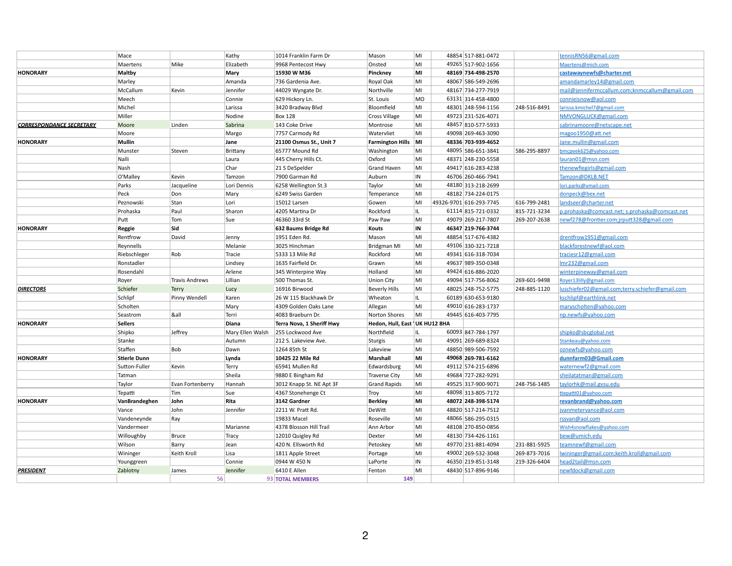| | | | | | | | | | | |
|---|---|---|---|---|---|---|---|---|---|---|
| | Mace | | Kathy | 1014 Franklin Farm Dr | Mason | MI | 48854 | 517-881-0472 | | tennisRN56@gmail.com |
| | Maertens | Mike | Elizabeth | 9968 Pentecost Hwy | Onsted | MI | 49265 | 517-902-1656 | | Maertens@mich.com |
| **HONORARY** | **Maltby** | | **Mary** | **15930 W M36** | **Pinckney** | **MI** | **48169** | **734-498-2570** | | **castawaynewfs@charter.net** |
| | Marley | | Amanda | 736 Gardenia Ave. | Royal Oak | MI | 48067 | 586-549-2696 | | amandamarley14@gmail.com |
| | McCallum | Kevin | Jennifer | 44029 Wyngate Dr. | Northville | MI | 48167 | 734-277-7919 | | mail@jennifermccallum.com;knmccallum@gmail.com |
| | Meech | | Connie | 629 Hickory Ln. | St. Louis | MO | 63131 | 314-458-4800 | | connieisnow@aol.com |
| | Michel | | Larissa | 3420 Bradway Blvd | Bloomfield | MI | 48301 | 248-594-1156 | 248-516-8491 | larissa.kmichel7@gmail.com |
| | Miller | | Nodine | Box 128 | Cross Village | MI | 49723 | 231-526-4071 | | NMVONGLUCK@gmail.com |
| ***CORRESPONDANCE SECRETARY*** | Moore | Linden | Sabrina | 143 Coke Drive | Montrose | MI | 48457 | 810-577-5933 | | sabrinamoore@netscape.net |
| | Moore | | Margo | 7757 Carmody Rd | Watervliet | MI | 49098 | 269-463-3090 | | magoo1950@att.net |
| **HONORARY** | **Mullin** | | **Jane** | **21100 Osmus St., Unit 7** | **Farmington Hills** | **MI** | **48336** | **703-939-4652** | | Jane.mullin@gmail.com |
| | Munster | Steven | Brittany | 65777 Mound Rd | Washington | MI | 48095 | 586-651-3841 | 586-295-8897 | bmcpeek625@yahoo.com |
| | Nalli | | Laura | 445 Cherry Hills Ct. | Oxford | MI | 48371 | 248-230-5558 | | lauran01@msn.com |
| | Nash | | Char | 21 S DeSpelder | Grand Haven | MI | 49417 | 616-283-4238 | | thenewfiegirls@gmail.com |
| | O'Malley | Kevin | Tamzon | 7900 Garman Rd | Auburn | IN | 46706 | 260-466-7941 | | Tamzon@DKLB.NET |
| | Parks | Jacqueline | Lori Dennis | 6258 Wellington St.3 | Taylor | MI | 48180 | 313-218-2699 | | lori.parks@ymail.com |
| | Peck | Don | Mary | 6249 Swiss Garden | Temperance | MI | 48182 | 734-224-0175 | | donpeck@bex.net |
| | Peznowski | Stan | Lori | 15012 Larsen | Gowen | MI | 49326-9701 | 616-293-7745 | 616-799-2481 | landseer@charter.net |
| | Prohaska | Paul | Sharon | 4205 Martina Dr | Rockford | IL | 61114 | 815-721-0332 | 815-721-3234 | p.prohaska@comcast.net; s.prohaska@comcast.net |
| | Putt | Tom | Sue | 46360 33rd St | Paw Paw | MI | 49079 | 269-217-7807 | 269-207-2638 | newf278@frontier.com;jrputt328@gmail.com |
| **HONORARY** | **Reggie** | **Sid** | | **632 Baums Bridge Rd** | **Kouts** | **IN** | **46347** | **219-766-3744** | | |
| | Rentfrow | David | Jenny | 1951 Eden Rd. | Mason | MI | 48854 | 517-676-4382 | | drentfrow1951@gmail.com |
| | Reynnells | | Melanie | 3025 Hinchman | Bridgman MI | MI | 49106 | 330-321-7218 | | blackforestnewf@aol.com |
| | Riebschleger | Rob | Tracie | 5333 13 Mile Rd | Rockford | MI | 49341 | 616-318-7034 | | traciesr12@gmail.com |
| | Ronstadler | | Lindsey | 1635 Fairfield Dr. | Grawn | MI | 49637 | 989-350-0348 | | lmr232@gmail.com |
| | Rosendahl | | Arlene | 345 Winterpine Way | Holland | MI | 49424 | 616-886-2020 | | winterpineway@gmail.com |
| | Royer | Travis Andrews | Lillian | 500 Thomas St. | Union City | MI | 49094 | 517-756-8062 | 269-601-9498 | Royer13lilly@gmail.com |
| ***DIRECTORS*** | Schiefer | Terry | Lucy | 16916 Birwood | Beverly Hills | MI | 48025 | 248-752-5775 | 248-885-1120 | luschiefer02@gmail.com;terry.schiefer@gmail.com |
| | Schlipf | Pinny Wendell | Karen | 26 W 115 Blackhawk Dr | Wheaton | IL | 60189 | 630-653-9180 | | kschlipf@earthlink.net |
| | Scholten | | Mary | 4309 Golden Oaks Lane | Allegan | MI | 49010 | 616-283-1737 | | maryscholten@yahoo.com |
| | Seastrom | &all | Terri | 4083 Braeburn Dr. | Norton Shores | MI | 49445 | 616-403-7795 | | np.newfs@yahoo.com |
| **HONORARY** | **Sellers** | | **Diana** | **Terra Nova, 1 Sheriff Hwy** | **Hedon, Hull, East Y** | **UK HU12 8HA** | | | | |
| | Shipko | Jeffrey | Mary Ellen Walsh | 255 Lockwood Ave | Northfield | IL | 60093 | 847-784-1797 | | shipko@sbcglobal.net |
| | Stanke | | Autumn | 212 S. Lakeview Ave. | Sturgis | MI | 49091 | 269-689-8324 | | Stankeau@yahoo.com |
| | Staffen | Bob | Dawn | 1264 85th St | Lakeview | MI | 48850 | 989-506-7592 | | oznewfs@yahoo.com |
| **HONORARY** | **Stierle Dunn** | | **Lynda** | **10425 22 Mile Rd** | **Marshall** | **MI** | **49068** | **269-781-6162** | | **dunnfarm03@Gmail.com** |
| | Sutton-Fuller | Kevin | Terry | 65941 Mullen Rd | Edwardsburg | MI | 49112 | 574-215-6896 | | waternewf2@gmail.com |
| | Tatman | | Sheila | 9880 E Bingham Rd | Traverse City | MI | 49684 | 727-282-9291 | | sheilatatman@gmail.com |
| | Taylor | Evan Fortenberry | Hannah | 3012 Knapp St. NE Apt 3F | Grand Rapids | MI | 49525 | 317-900-9071 | 248-756-1485 | taylorhk@mail.gvsu.edu |
| | Tepatti | Tim | Sue | 4367 Stonehenge Ct | Troy | MI | 48098 | 313-805-7172 | | ttepatti01@yahoo.com |
| **HONORARY** | **VanBrandeghen** | **John** | **Rita** | **3142 Gardner** | **Berkley** | **MI** | **48072** | **248-398-5174** | | **revanbrand@yahoo.com** |
| | Vance | John | Jennifer | 2211 W. Pratt Rd. | DeWitt | MI | 48820 | 517-214-7512 | | jvanmetervance@aol.com |
| | Vandeneynde | Ray | | 19833 Macel | Roseville | MI | 48066 | 586-295-0315 | | rssvan@aol.com |
| | Vandermeer | | Marianne | 4378 Blosson Hill Trail | Ann Arbor | MI | 48108 | 270-850-0856 | | Wish4snowflakes@yahoo.com |
| | Willoughby | Bruce | Tracy | 12010 Quigley Rd | Dexter | MI | 48130 | 734-426-1161 | | bew@umich.edu |
| | Wilson | Barry | Jean | 420 N. Ellsworth Rd | Petoskey | MI | 49770 | 231-881-4094 | 231-881-5925 | teamnewf@gmail.com |
| | Wininger | Keith Kroll | Lisa | 1811 Apple Street | Portage | MI | 49002 | 269-532-3048 | 269-873-7016 | lwininger@gmail.com;keith.kroll@gmail.com |
| | Younggreen | | Connie | 0944 W 450 N | LaPorte | IN | 46350 | 219-851-3148 | 219-326-6404 | head2tail@msn.com |
| ***PRESIDENT*** | Zablotny | James | Jennifer | 6410 E Allen | Fenton | MI | 48430 | 517-896-9146 | | newfdock@gmail.com |
| | | 56 | 93 | TOTAL MEMBERS | 149 | | | | | |